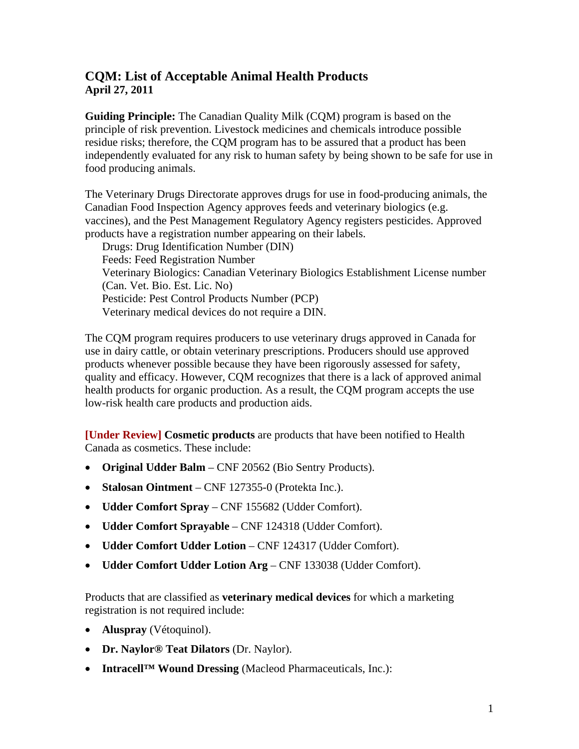# CQM: List of Acceptable Animal Health Products

**April 27, 2011**

**Guiding Principle:** The Canadian Quality Milk (CQM) program is based on the principle of risk prevention. Livestock medicines and chemicals introduce possible residue risks; therefore, the CQM program has to be assured that a product has been independently evaluated for any risk to human safety by being shown to be safe for use in food producing animals.

The Veterinary Drugs Directorate approves drugs for use in food-producing animals, the Canadian Food Inspection Agency approves feeds and veterinary biologics (e.g. vaccines), and the Pest Management Regulatory Agency registers pesticides. Approved products have a registration number appearing on their labels.

Drugs: Drug Identification Number (DIN)
Feeds: Feed Registration Number
Veterinary Biologics: Canadian Veterinary Biologics Establishment License number (Can. Vet. Bio. Est. Lic. No)
Pesticide: Pest Control Products Number (PCP)
Veterinary medical devices do not require a DIN.

The CQM program requires producers to use veterinary drugs approved in Canada for use in dairy cattle, or obtain veterinary prescriptions. Producers should use approved products whenever possible because they have been rigorously assessed for safety, quality and efficacy. However, CQM recognizes that there is a lack of approved animal health products for organic production. As a result, the CQM program accepts the use low-risk health care products and production aids.

**[Under Review] Cosmetic products** are products that have been notified to Health Canada as cosmetics. These include:

- **Original Udder Balm** – CNF 20562 (Bio Sentry Products).
- **Stalosan Ointment** – CNF 127355-0 (Protekta Inc.).
- **Udder Comfort Spray** – CNF 155682 (Udder Comfort).
- **Udder Comfort Sprayable** – CNF 124318 (Udder Comfort).
- **Udder Comfort Udder Lotion** – CNF 124317 (Udder Comfort).
- **Udder Comfort Udder Lotion Arg** – CNF 133038 (Udder Comfort).

Products that are classified as **veterinary medical devices** for which a marketing registration is not required include:

- **Aluspray** (Vétoquinol).
- **Dr. Naylor® Teat Dilators** (Dr. Naylor).
- **Intracell™ Wound Dressing** (Macleod Pharmaceuticals, Inc.):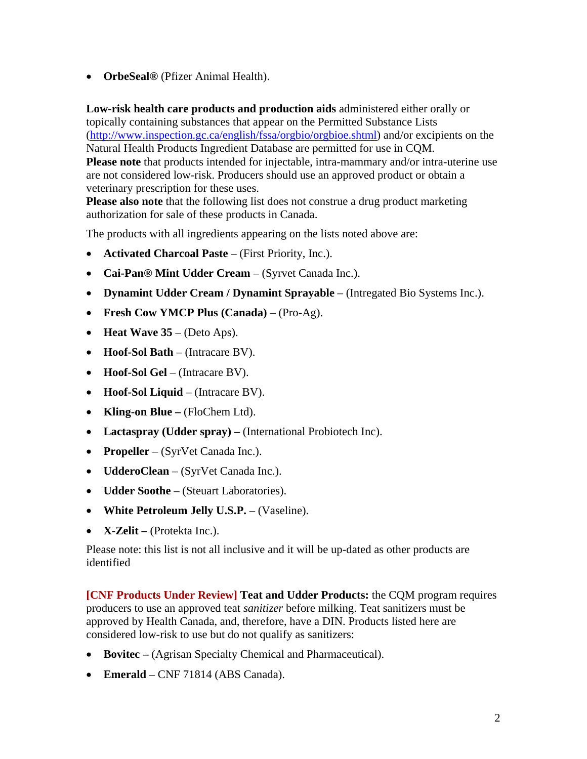- **OrbeSeal®** (Pfizer Animal Health).

**Low-risk health care products and production aids** administered either orally or topically containing substances that appear on the Permitted Substance Lists (http://www.inspection.gc.ca/english/fssa/orgbio/orgbioe.shtml) and/or excipients on the Natural Health Products Ingredient Database are permitted for use in CQM.
**Please note** that products intended for injectable, intra-mammary and/or intra-uterine use are not considered low-risk. Producers should use an approved product or obtain a veterinary prescription for these uses.
**Please also note** that the following list does not construe a drug product marketing authorization for sale of these products in Canada.

The products with all ingredients appearing on the lists noted above are:

- **Activated Charcoal Paste** – (First Priority, Inc.).
- **Cai-Pan® Mint Udder Cream** – (Syrvet Canada Inc.).
- **Dynamint Udder Cream / Dynamint Sprayable** – (Intregated Bio Systems Inc.).
- **Fresh Cow YMCP Plus (Canada)** – (Pro-Ag).
- **Heat Wave 35** – (Deto Aps).
- **Hoof-Sol Bath** – (Intracare BV).
- **Hoof-Sol Gel** – (Intracare BV).
- **Hoof-Sol Liquid** – (Intracare BV).
- **Kling-on Blue –** (FloChem Ltd).
- **Lactaspray (Udder spray) –** (International Probiotech Inc).
- **Propeller** – (SyrVet Canada Inc.).
- **UdderoClean** – (SyrVet Canada Inc.).
- **Udder Soothe** – (Steuart Laboratories).
- **White Petroleum Jelly U.S.P.** – (Vaseline).
- **X-Zelit –** (Protekta Inc.).

Please note: this list is not all inclusive and it will be up-dated as other products are identified

**[CNF Products Under Review] Teat and Udder Products:** the CQM program requires producers to use an approved teat *sanitizer* before milking. Teat sanitizers must be approved by Health Canada, and, therefore, have a DIN. Products listed here are considered low-risk to use but do not qualify as sanitizers:

- **Bovitec –** (Agrisan Specialty Chemical and Pharmaceutical).
- **Emerald** – CNF 71814 (ABS Canada).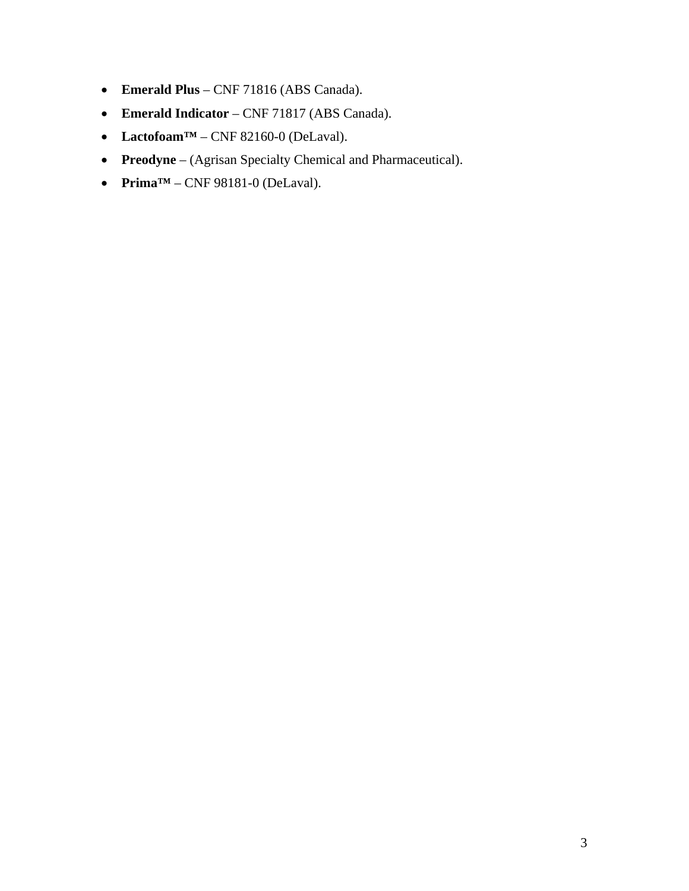- **Emerald Plus** – CNF 71816 (ABS Canada).
- **Emerald Indicator** – CNF 71817 (ABS Canada).
- **Lactofoam™** – CNF 82160-0 (DeLaval).
- **Preodyne** – (Agrisan Specialty Chemical and Pharmaceutical).
- **Prima™** – CNF 98181-0 (DeLaval).